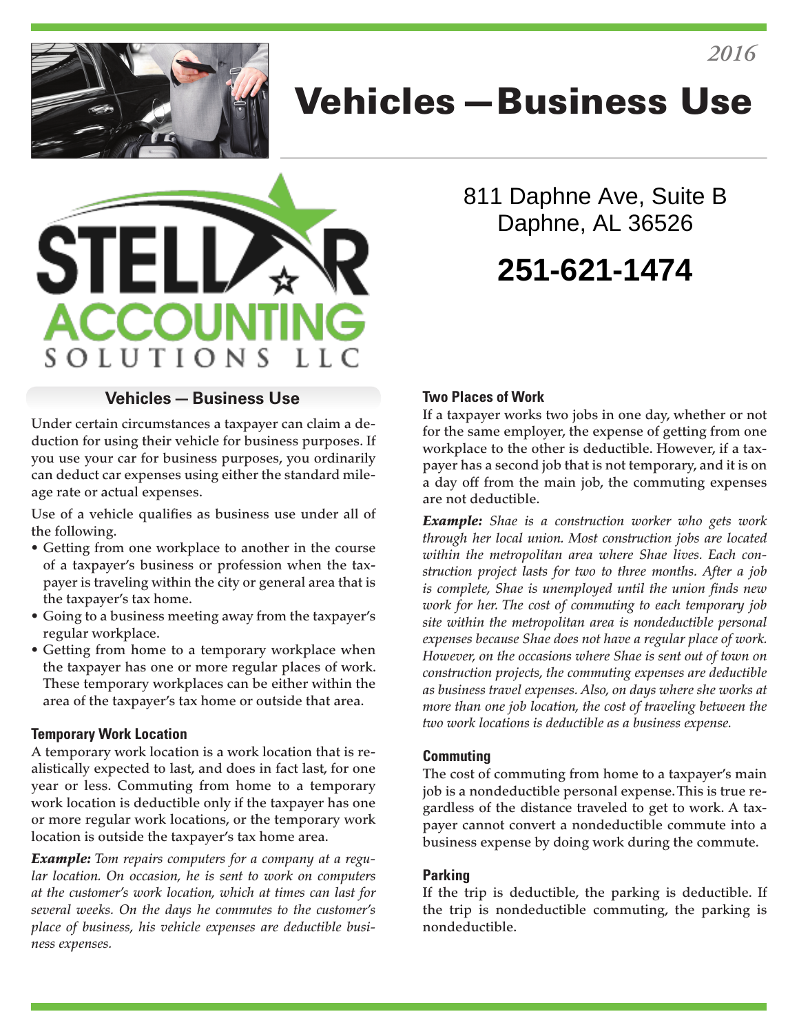2016

# Vehicles —Business Use

STELLAR ACCOUNTING SOLUTIONS LLC

811 Daphne Ave, Suite B
Daphne, AL 36526

**251-621-1474**

## Vehicles — Business Use

Under certain circumstances a taxpayer can claim a deduction for using their vehicle for business purposes. If you use your car for business purposes, you ordinarily can deduct car expenses using either the standard mileage rate or actual expenses.

Use of a vehicle qualifies as business use under all of the following.

- Getting from one workplace to another in the course of a taxpayer's business or profession when the taxpayer is traveling within the city or general area that is the taxpayer's tax home.
- Going to a business meeting away from the taxpayer's regular workplace.
- Getting from home to a temporary workplace when the taxpayer has one or more regular places of work. These temporary workplaces can be either within the area of the taxpayer's tax home or outside that area.

### Temporary Work Location

A temporary work location is a work location that is realistically expected to last, and does in fact last, for one year or less. Commuting from home to a temporary work location is deductible only if the taxpayer has one or more regular work locations, or the temporary work location is outside the taxpayer's tax home area.

***Example:*** *Tom repairs computers for a company at a regular location. On occasion, he is sent to work on computers at the customer's work location, which at times can last for several weeks. On the days he commutes to the customer's place of business, his vehicle expenses are deductible business expenses.*

### Two Places of Work

If a taxpayer works two jobs in one day, whether or not for the same employer, the expense of getting from one workplace to the other is deductible. However, if a taxpayer has a second job that is not temporary, and it is on a day off from the main job, the commuting expenses are not deductible.

***Example:*** *Shae is a construction worker who gets work through her local union. Most construction jobs are located within the metropolitan area where Shae lives. Each construction project lasts for two to three months. After a job is complete, Shae is unemployed until the union finds new work for her. The cost of commuting to each temporary job site within the metropolitan area is nondeductible personal expenses because Shae does not have a regular place of work. However, on the occasions where Shae is sent out of town on construction projects, the commuting expenses are deductible as business travel expenses. Also, on days where she works at more than one job location, the cost of traveling between the two work locations is deductible as a business expense.*

### Commuting

The cost of commuting from home to a taxpayer's main job is a nondeductible personal expense. This is true regardless of the distance traveled to get to work. A taxpayer cannot convert a nondeductible commute into a business expense by doing work during the commute.

### Parking

If the trip is deductible, the parking is deductible. If the trip is nondeductible commuting, the parking is nondeductible.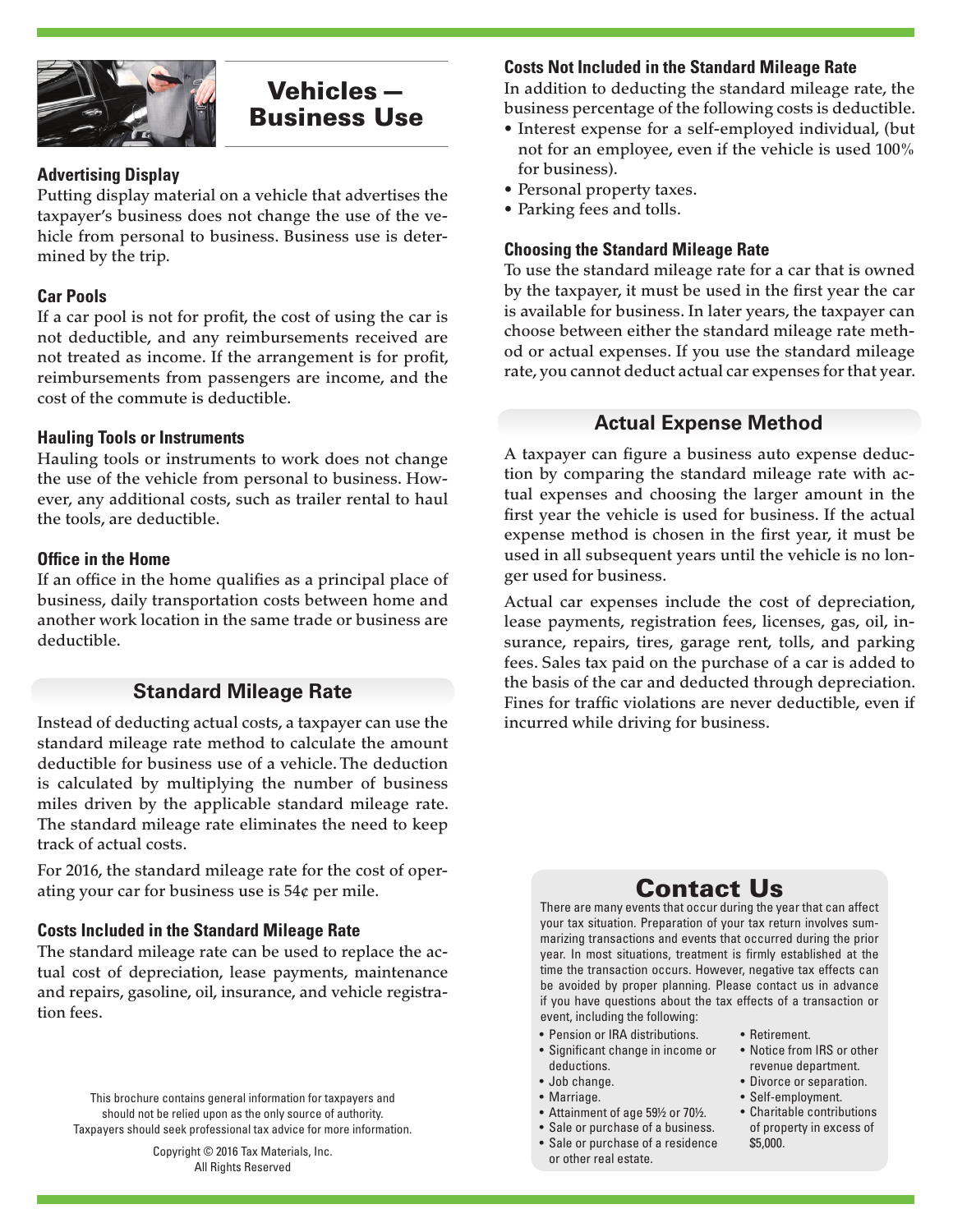# Vehicles — Business Use

### Advertising Display

Putting display material on a vehicle that advertises the taxpayer's business does not change the use of the vehicle from personal to business. Business use is determined by the trip.

### Car Pools

If a car pool is not for profit, the cost of using the car is not deductible, and any reimbursements received are not treated as income. If the arrangement is for profit, reimbursements from passengers are income, and the cost of the commute is deductible.

### Hauling Tools or Instruments

Hauling tools or instruments to work does not change the use of the vehicle from personal to business. However, any additional costs, such as trailer rental to haul the tools, are deductible.

### Office in the Home

If an office in the home qualifies as a principal place of business, daily transportation costs between home and another work location in the same trade or business are deductible.

## Standard Mileage Rate

Instead of deducting actual costs, a taxpayer can use the standard mileage rate method to calculate the amount deductible for business use of a vehicle. The deduction is calculated by multiplying the number of business miles driven by the applicable standard mileage rate. The standard mileage rate eliminates the need to keep track of actual costs.

For 2016, the standard mileage rate for the cost of operating your car for business use is 54¢ per mile.

### Costs Included in the Standard Mileage Rate

The standard mileage rate can be used to replace the actual cost of depreciation, lease payments, maintenance and repairs, gasoline, oil, insurance, and vehicle registration fees.

### Costs Not Included in the Standard Mileage Rate

In addition to deducting the standard mileage rate, the business percentage of the following costs is deductible.

- Interest expense for a self-employed individual, (but not for an employee, even if the vehicle is used 100% for business).
- Personal property taxes.
- Parking fees and tolls.

### Choosing the Standard Mileage Rate

To use the standard mileage rate for a car that is owned by the taxpayer, it must be used in the first year the car is available for business. In later years, the taxpayer can choose between either the standard mileage rate method or actual expenses. If you use the standard mileage rate, you cannot deduct actual car expenses for that year.

## Actual Expense Method

A taxpayer can figure a business auto expense deduction by comparing the standard mileage rate with actual expenses and choosing the larger amount in the first year the vehicle is used for business. If the actual expense method is chosen in the first year, it must be used in all subsequent years until the vehicle is no longer used for business.

Actual car expenses include the cost of depreciation, lease payments, registration fees, licenses, gas, oil, insurance, repairs, tires, garage rent, tolls, and parking fees. Sales tax paid on the purchase of a car is added to the basis of the car and deducted through depreciation. Fines for traffic violations are never deductible, even if incurred while driving for business.

## Contact Us

There are many events that occur during the year that can affect your tax situation. Preparation of your tax return involves summarizing transactions and events that occurred during the prior year. In most situations, treatment is firmly established at the time the transaction occurs. However, negative tax effects can be avoided by proper planning. Please contact us in advance if you have questions about the tax effects of a transaction or event, including the following:

- Pension or IRA distributions.
- Significant change in income or deductions.
- Job change.
- Marriage.
- Attainment of age 59½ or 70½.
- Sale or purchase of a business.
- Sale or purchase of a residence or other real estate.
- Retirement.
- Notice from IRS or other revenue department.
- Divorce or separation.
- Self-employment.
- Charitable contributions of property in excess of $5,000.

This brochure contains general information for taxpayers and should not be relied upon as the only source of authority. Taxpayers should seek professional tax advice for more information.

Copyright © 2016 Tax Materials, Inc. All Rights Reserved